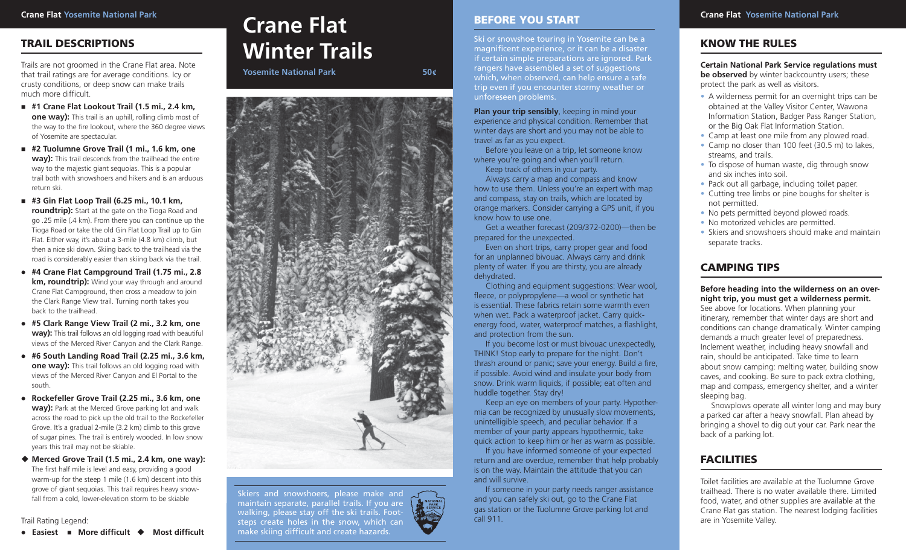# Crane Flat Winter Trails

**Yosemite National Park** 50¢

## TRAIL DESCRIPTIONS

Trails are not groomed in the Crane Flat area. Note that trail ratings are for average conditions. Icy or crusty conditions, or deep snow can make trails much more difficult.

- ■ **#1 Crane Flat Lookout Trail (1.5 mi., 2.4 km, one way):** This trail is an uphill, rolling climb most of the way to the fire lookout, where the 360 degree views of Yosemite are spectacular.
- ■ **#2 Tuolumne Grove Trail (1 mi., 1.6 km, one way):** This trail descends from the trailhead the entire way to the majestic giant sequoias. This is a popular trail both with snowshoers and hikers and is an arduous return ski.
- ■ **#3 Gin Flat Loop Trail (6.25 mi., 10.1 km, roundtrip):** Start at the gate on the Tioga Road and go .25 mile (.4 km). From there you can continue up the Tioga Road or take the old Gin Flat Loop Trail up to Gin Flat. Either way, it's about a 3-mile (4.8 km) climb, but then a nice ski down. Skiing back to the trailhead via the road is considerably easier than skiing back via the trail.
- ● **#4 Crane Flat Campground Trail (1.75 mi., 2.8 km, roundtrip):** Wind your way through and around Crane Flat Campground, then cross a meadow to join the Clark Range View trail. Turning north takes you back to the trailhead.
- ● **#5 Clark Range View Trail (2 mi., 3.2 km, one way):** This trail follows an old logging road with beautiful views of the Merced River Canyon and the Clark Range.
- ● **#6 South Landing Road Trail (2.25 mi., 3.6 km, one way):** This trail follows an old logging road with views of the Merced River Canyon and El Portal to the south.
- ● **Rockefeller Grove Trail (2.25 mi., 3.6 km, one way):** Park at the Merced Grove parking lot and walk across the road to pick up the old trail to the Rockefeller Grove. It's a gradual 2-mile (3.2 km) climb to this grove of sugar pines. The trail is entirely wooded. In low snow years this trail may not be skiable.
- ◆ **Merced Grove Trail (1.5 mi., 2.4 km, one way):** The first half mile is level and easy, providing a good warm-up for the steep 1 mile (1.6 km) descent into this grove of giant sequoias. This trail requires heavy snowfall from a cold, lower-elevation storm to be skiable

Trail Rating Legend:
● Easiest ■ More difficult ◆ Most difficult

Skiers and snowshoers, please make and maintain separate, parallel trails. If you are walking, please stay off the ski trails. Footsteps create holes in the snow, which can make skiing difficult and create hazards.

## BEFORE YOU START

Ski or snowshoe touring in Yosemite can be a magnificent experience, or it can be a disaster if certain simple preparations are ignored. Park rangers have assembled a set of suggestions which, when observed, can help ensure a safe trip even if you encounter stormy weather or unforeseen problems.

**Plan your trip sensibly**, keeping in mind your experience and physical condition. Remember that winter days are short and you may not be able to travel as far as you expect.

Before you leave on a trip, let someone know where you're going and when you'll return.

Keep track of others in your party.

Always carry a map and compass and know how to use them. Unless you're an expert with map and compass, stay on trails, which are located by orange markers. Consider carrying a GPS unit, if you know how to use one.

Get a weather forecast (209/372-0200)—then be prepared for the unexpected.

Even on short trips, carry proper gear and food for an unplanned bivouac. Always carry and drink plenty of water. If you are thirsty, you are already dehydrated.

Clothing and equipment suggestions: Wear wool, fleece, or polypropylene—a wool or synthetic hat is essential. These fabrics retain some warmth even when wet. Pack a waterproof jacket. Carry quick-energy food, water, waterproof matches, a flashlight, and protection from the sun.

If you become lost or must bivouac unexpectedly, THINK! Stop early to prepare for the night. Don't thrash around or panic; save your energy. Build a fire, if possible. Avoid wind and insulate your body from snow. Drink warm liquids, if possible; eat often and huddle together. Stay dry!

Keep an eye on members of your party. Hypothermia can be recognized by unusually slow movements, unintelligible speech, and peculiar behavior. If a member of your party appears hypothermic, take quick action to keep him or her as warm as possible.

If you have informed someone of your expected return and are overdue, remember that help probably is on the way. Maintain the attitude that you can and will survive.

If someone in your party needs ranger assistance and you can safely ski out, go to the Crane Flat gas station or the Tuolumne Grove parking lot and call 911.

## KNOW THE RULES

**Certain National Park Service regulations must be observed** by winter backcountry users; these protect the park as well as visitors.

- A wilderness permit for an overnight trips can be obtained at the Valley Visitor Center, Wawona Information Station, Badger Pass Ranger Station, or the Big Oak Flat Information Station.
- Camp at least one mile from any plowed road.
- Camp no closer than 100 feet (30.5 m) to lakes, streams, and trails.
- To dispose of human waste, dig through snow and six inches into soil.
- Pack out all garbage, including toilet paper.
- Cutting tree limbs or pine boughs for shelter is not permitted.
- No pets permitted beyond plowed roads.
- No motorized vehicles are permitted.
- Skiers and snowshoers should make and maintain separate tracks.

## CAMPING TIPS

**Before heading into the wilderness on an overnight trip, you must get a wilderness permit.** See above for locations. When planning your itinerary, remember that winter days are short and conditions can change dramatically. Winter camping demands a much greater level of preparedness. Inclement weather, including heavy snowfall and rain, should be anticipated. Take time to learn about snow camping: melting water, building snow caves, and cooking. Be sure to pack extra clothing, map and compass, emergency shelter, and a winter sleeping bag.

Snowplows operate all winter long and may bury a parked car after a heavy snowfall. Plan ahead by bringing a shovel to dig out your car. Park near the back of a parking lot.

## FACILITIES

Toilet facilities are available at the Tuolumne Grove trailhead. There is no water available there. Limited food, water, and other supplies are available at the Crane Flat gas station. The nearest lodging facilities are in Yosemite Valley.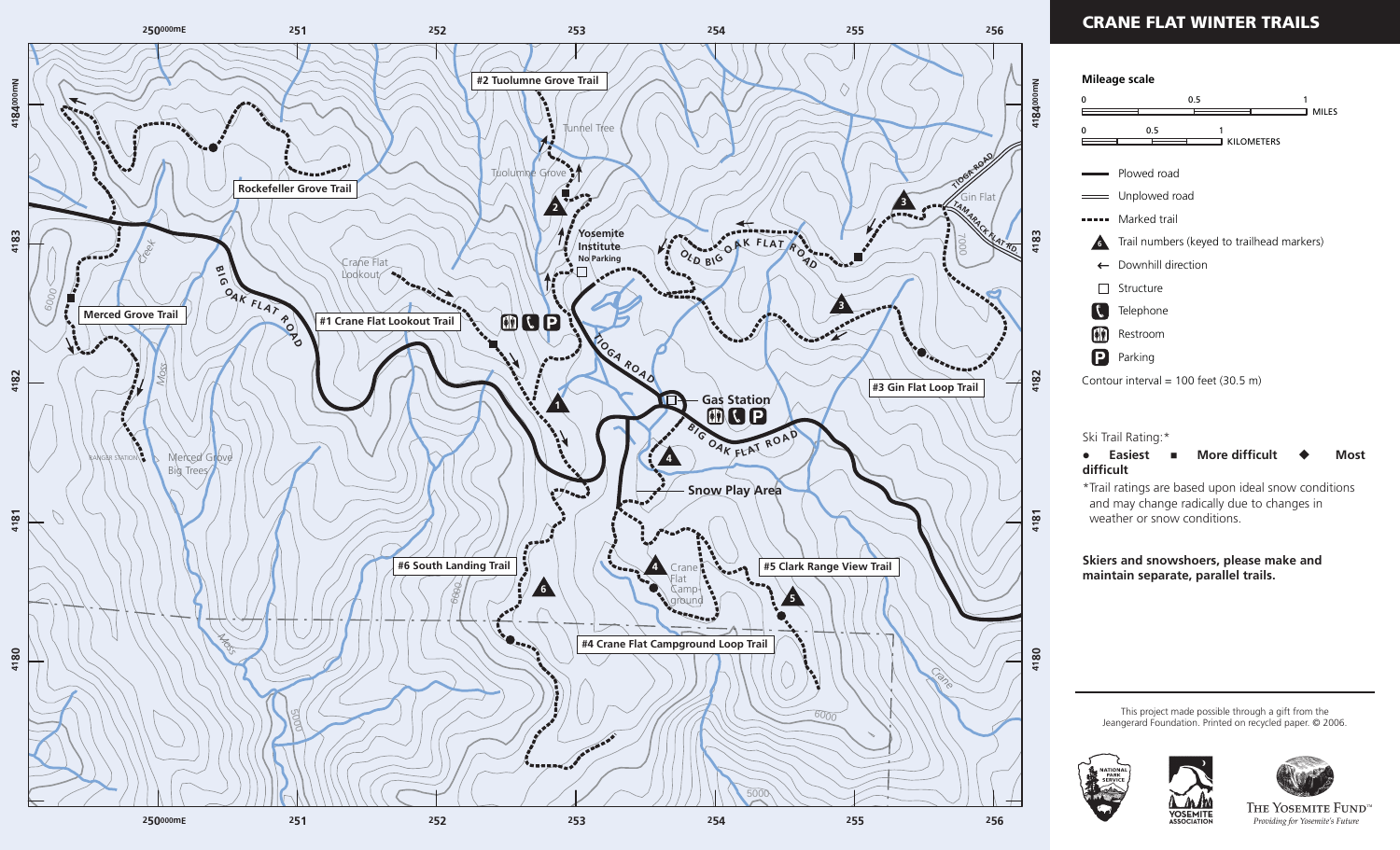# CRANE FLAT WINTER TRAILS

**Mileage scale**

0 0.5 1 MILES

0 0.5 1 KILOMETERS

Plowed road

Unplowed road

Marked trail

Trail numbers (keyed to trailhead markers)

Downhill direction

Structure

Telephone

Restroom

Parking

Contour interval = 100 feet (30.5 m)

Ski Trail Rating:*

● **Easiest** ■ **More difficult** ◆ **Most difficult**

*Trail ratings are based upon ideal snow conditions and may change radically due to changes in weather or snow conditions.

**Skiers and snowshoers, please make and maintain separate, parallel trails.**

#1 Crane Flat Lookout Trail

#2 Tuolumne Grove Trail

#3 Gin Flat Loop Trail

#4 Crane Flat Campground Loop Trail

#5 Clark Range View Trail

#6 South Landing Trail

Rockefeller Grove Trail

Merced Grove Trail

Tunnel Tree

Tuolumne Grove

Yosemite Institute
No Parking

Crane Flat Lookout

Big Oak Flat Road

Old Big Oak Flat Road

Tioga Road

Tamarack Flat Rd.

Gin Flat

Gas Station

Snow Play Area

Crane Flat Campground

Ranger Station

Merced Grove Big Trees

250000mE 251 252 253 254 255 256

4184000mN 4183 4182 4181 4180

This project made possible through a gift from the Jeangerard Foundation. Printed on recycled paper. © 2006.

National Park Service

Yosemite Association

The Yosemite Fund™
Providing for Yosemite's Future